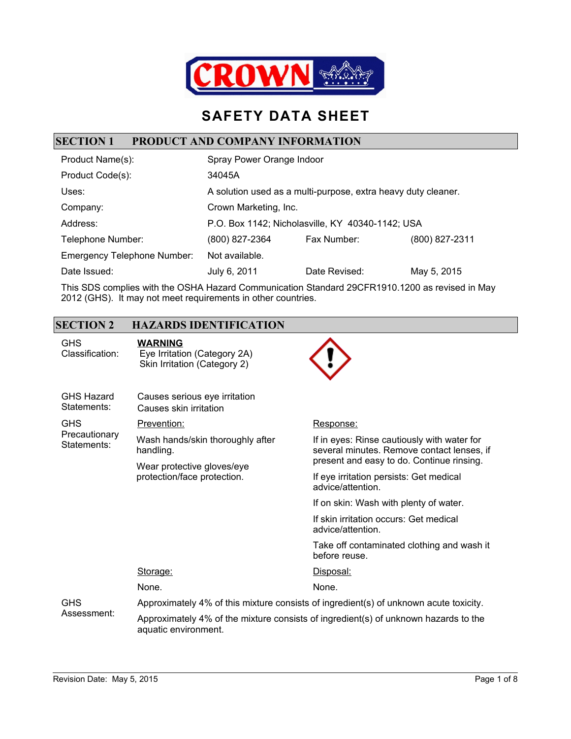# SAFETY DATA SHEET

## SECTION 1 PRODUCT AND COMPANY INFORMATION

| | | | |
|---|---|---|---|
| Product Name(s): | Spray Power Orange Indoor | | |
| Product Code(s): | 34045A | | |
| Uses: | A solution used as a multi-purpose, extra heavy duty cleaner. | | |
| Company: | Crown Marketing, Inc. | | |
| Address: | P.O. Box 1142; Nicholasville, KY 40340-1142; USA | | |
| Telephone Number: | (800) 827-2364 | Fax Number: | (800) 827-2311 |
| Emergency Telephone Number: | Not available. | | |
| Date Issued: | July 6, 2011 | Date Revised: | May 5, 2015 |

This SDS complies with the OSHA Hazard Communication Standard 29CFR1910.1200 as revised in May 2012 (GHS). It may not meet requirements in other countries.

## SECTION 2 HAZARDS IDENTIFICATION

**GHS Classification:**

**WARNING**

Eye Irritation (Category 2A)
Skin Irritation (Category 2)

**GHS Hazard Statements:**

Causes serious eye irritation
Causes skin irritation

**GHS Precautionary Statements:**

Prevention:

Wash hands/skin thoroughly after handling.

Wear protective gloves/eye protection/face protection.

Response:

If in eyes: Rinse cautiously with water for several minutes. Remove contact lenses, if present and easy to do. Continue rinsing.

If eye irritation persists: Get medical advice/attention.

If on skin: Wash with plenty of water.

If skin irritation occurs: Get medical advice/attention.

Take off contaminated clothing and wash it before reuse.

Storage:

None.

Disposal:

None.

**GHS Assessment:**

Approximately 4% of this mixture consists of ingredient(s) of unknown acute toxicity.

Approximately 4% of the mixture consists of ingredient(s) of unknown hazards to the aquatic environment.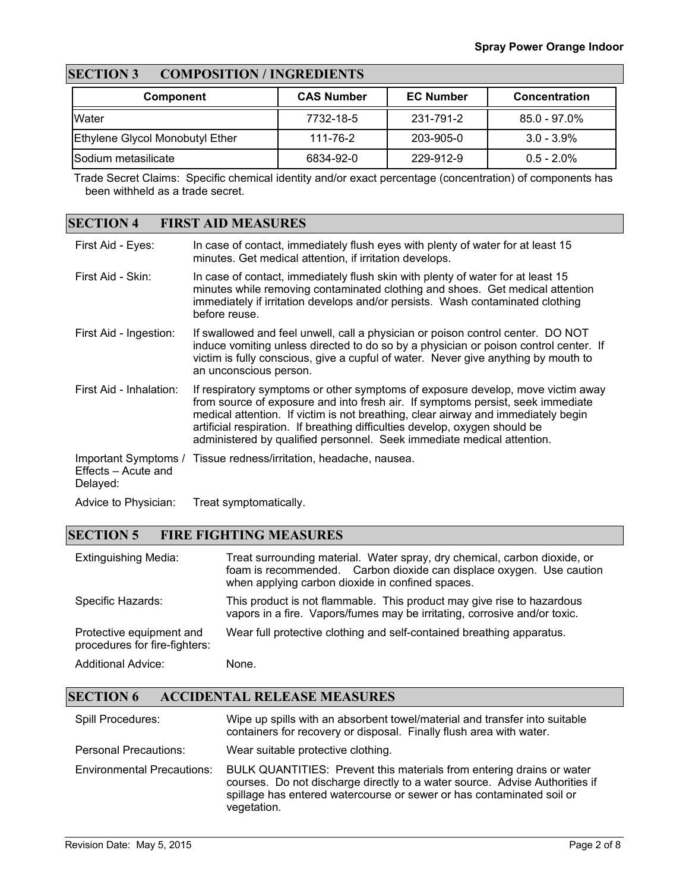## SECTION 3 COMPOSITION / INGREDIENTS

| Component | CAS Number | EC Number | Concentration |
|---|---|---|---|
| Water | 7732-18-5 | 231-791-2 | 85.0 - 97.0% |
| Ethylene Glycol Monobutyl Ether | 111-76-2 | 203-905-0 | 3.0 - 3.9% |
| Sodium metasilicate | 6834-92-0 | 229-912-9 | 0.5 - 2.0% |

Trade Secret Claims: Specific chemical identity and/or exact percentage (concentration) of components has been withheld as a trade secret.

## SECTION 4 FIRST AID MEASURES

| | |
|---|---|
| First Aid - Eyes: | In case of contact, immediately flush eyes with plenty of water for at least 15 minutes. Get medical attention, if irritation develops. |
| First Aid - Skin: | In case of contact, immediately flush skin with plenty of water for at least 15 minutes while removing contaminated clothing and shoes. Get medical attention immediately if irritation develops and/or persists. Wash contaminated clothing before reuse. |
| First Aid - Ingestion: | If swallowed and feel unwell, call a physician or poison control center. DO NOT induce vomiting unless directed to do so by a physician or poison control center. If victim is fully conscious, give a cupful of water. Never give anything by mouth to an unconscious person. |
| First Aid - Inhalation: | If respiratory symptoms or other symptoms of exposure develop, move victim away from source of exposure and into fresh air. If symptoms persist, seek immediate medical attention. If victim is not breathing, clear airway and immediately begin artificial respiration. If breathing difficulties develop, oxygen should be administered by qualified personnel. Seek immediate medical attention. |
| Important Symptoms / Effects – Acute and Delayed: | Tissue redness/irritation, headache, nausea. |
| Advice to Physician: | Treat symptomatically. |

## SECTION 5 FIRE FIGHTING MEASURES

| | |
|---|---|
| Extinguishing Media: | Treat surrounding material. Water spray, dry chemical, carbon dioxide, or foam is recommended. Carbon dioxide can displace oxygen. Use caution when applying carbon dioxide in confined spaces. |
| Specific Hazards: | This product is not flammable. This product may give rise to hazardous vapors in a fire. Vapors/fumes may be irritating, corrosive and/or toxic. |
| Protective equipment and procedures for fire-fighters: | Wear full protective clothing and self-contained breathing apparatus. |
| Additional Advice: | None. |

## SECTION 6 ACCIDENTAL RELEASE MEASURES

| | |
|---|---|
| Spill Procedures: | Wipe up spills with an absorbent towel/material and transfer into suitable containers for recovery or disposal. Finally flush area with water. |
| Personal Precautions: | Wear suitable protective clothing. |
| Environmental Precautions: | BULK QUANTITIES: Prevent this materials from entering drains or water courses. Do not discharge directly to a water source. Advise Authorities if spillage has entered watercourse or sewer or has contaminated soil or vegetation. |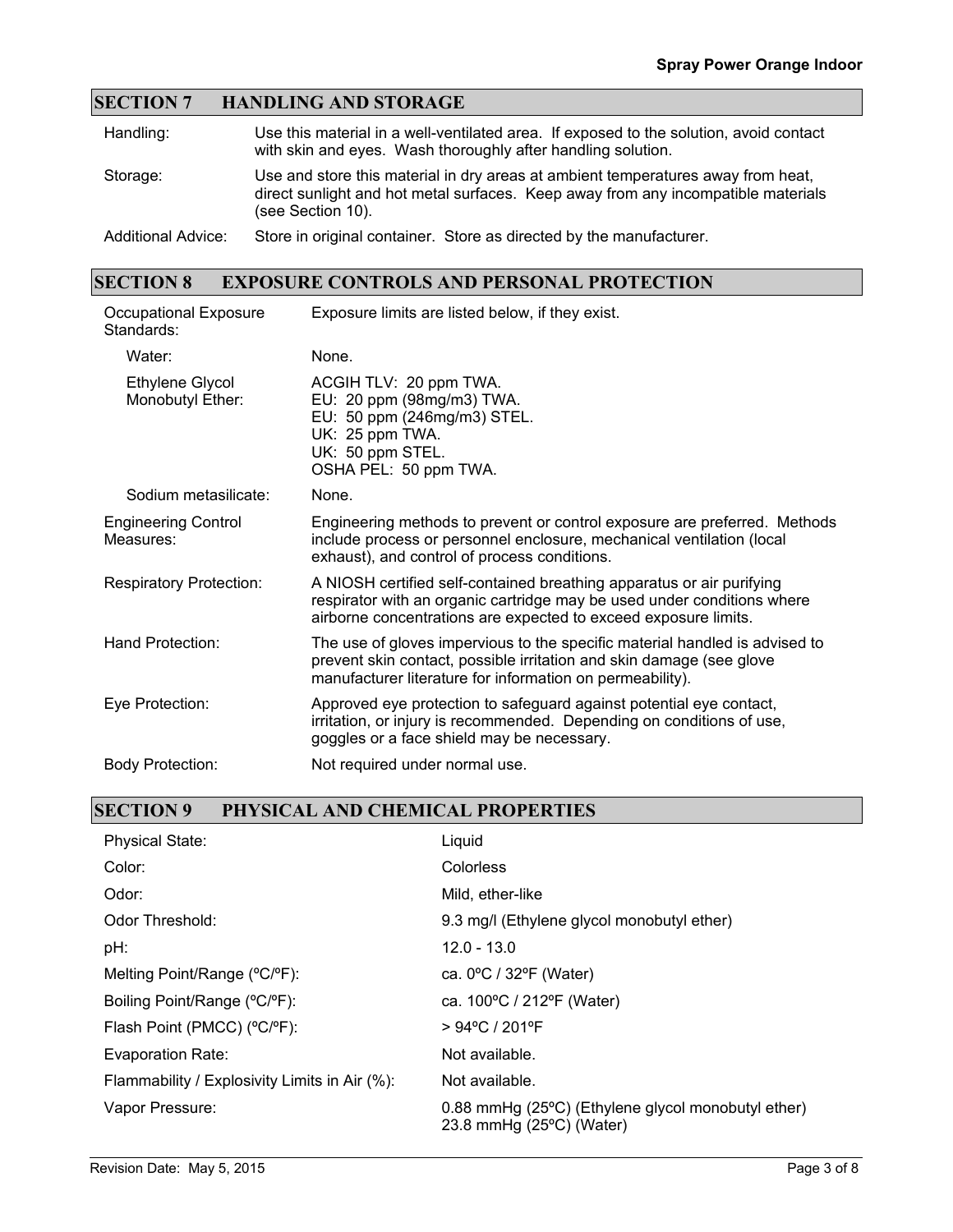## SECTION 7 HANDLING AND STORAGE

| | |
|---|---|
| Handling: | Use this material in a well-ventilated area. If exposed to the solution, avoid contact with skin and eyes. Wash thoroughly after handling solution. |
| Storage: | Use and store this material in dry areas at ambient temperatures away from heat, direct sunlight and hot metal surfaces. Keep away from any incompatible materials (see Section 10). |
| Additional Advice: | Store in original container. Store as directed by the manufacturer. |

## SECTION 8 EXPOSURE CONTROLS AND PERSONAL PROTECTION

| | |
|---|---|
| Occupational Exposure Standards: | Exposure limits are listed below, if they exist. |
| Water: | None. |
| Ethylene Glycol Monobutyl Ether: | ACGIH TLV: 20 ppm TWA.<br>EU: 20 ppm (98mg/m3) TWA.<br>EU: 50 ppm (246mg/m3) STEL.<br>UK: 25 ppm TWA.<br>UK: 50 ppm STEL.<br>OSHA PEL: 50 ppm TWA. |
| Sodium metasilicate: | None. |
| Engineering Control Measures: | Engineering methods to prevent or control exposure are preferred. Methods include process or personnel enclosure, mechanical ventilation (local exhaust), and control of process conditions. |
| Respiratory Protection: | A NIOSH certified self-contained breathing apparatus or air purifying respirator with an organic cartridge may be used under conditions where airborne concentrations are expected to exceed exposure limits. |
| Hand Protection: | The use of gloves impervious to the specific material handled is advised to prevent skin contact, possible irritation and skin damage (see glove manufacturer literature for information on permeability). |
| Eye Protection: | Approved eye protection to safeguard against potential eye contact, irritation, or injury is recommended. Depending on conditions of use, goggles or a face shield may be necessary. |
| Body Protection: | Not required under normal use. |

## SECTION 9 PHYSICAL AND CHEMICAL PROPERTIES

| | |
|---|---|
| Physical State: | Liquid |
| Color: | Colorless |
| Odor: | Mild, ether-like |
| Odor Threshold: | 9.3 mg/l (Ethylene glycol monobutyl ether) |
| pH: | 12.0 - 13.0 |
| Melting Point/Range (ºC/ºF): | ca. 0ºC / 32ºF (Water) |
| Boiling Point/Range (ºC/ºF): | ca. 100ºC / 212ºF (Water) |
| Flash Point (PMCC) (ºC/ºF): | > 94ºC / 201ºF |
| Evaporation Rate: | Not available. |
| Flammability / Explosivity Limits in Air (%): | Not available. |
| Vapor Pressure: | 0.88 mmHg (25ºC) (Ethylene glycol monobutyl ether)<br>23.8 mmHg (25ºC) (Water) |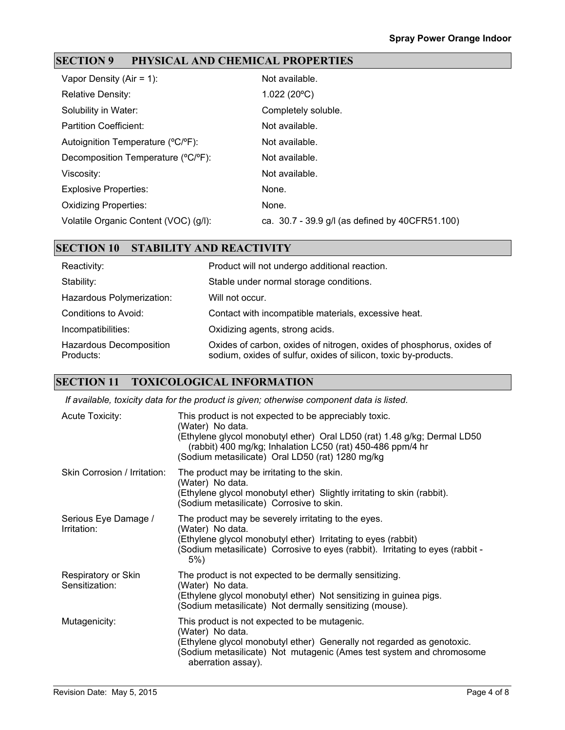## SECTION 9 PHYSICAL AND CHEMICAL PROPERTIES

| | |
|---|---|
| Vapor Density (Air = 1): | Not available. |
| Relative Density: | 1.022 (20ºC) |
| Solubility in Water: | Completely soluble. |
| Partition Coefficient: | Not available. |
| Autoignition Temperature (ºC/ºF): | Not available. |
| Decomposition Temperature (ºC/ºF): | Not available. |
| Viscosity: | Not available. |
| Explosive Properties: | None. |
| Oxidizing Properties: | None. |
| Volatile Organic Content (VOC) (g/l): | ca. 30.7 - 39.9 g/l (as defined by 40CFR51.100) |

## SECTION 10 STABILITY AND REACTIVITY

| | |
|---|---|
| Reactivity: | Product will not undergo additional reaction. |
| Stability: | Stable under normal storage conditions. |
| Hazardous Polymerization: | Will not occur. |
| Conditions to Avoid: | Contact with incompatible materials, excessive heat. |
| Incompatibilities: | Oxidizing agents, strong acids. |
| Hazardous Decomposition Products: | Oxides of carbon, oxides of nitrogen, oxides of phosphorus, oxides of sodium, oxides of sulfur, oxides of silicon, toxic by-products. |

## SECTION 11 TOXICOLOGICAL INFORMATION

*If available, toxicity data for the product is given; otherwise component data is listed.*

| | |
|---|---|
| Acute Toxicity: | This product is not expected to be appreciably toxic.<br>(Water) No data.<br>(Ethylene glycol monobutyl ether) Oral LD50 (rat) 1.48 g/kg; Dermal LD50 (rabbit) 400 mg/kg; Inhalation LC50 (rat) 450-486 ppm/4 hr<br>(Sodium metasilicate) Oral LD50 (rat) 1280 mg/kg |
| Skin Corrosion / Irritation: | The product may be irritating to the skin.<br>(Water) No data.<br>(Ethylene glycol monobutyl ether) Slightly irritating to skin (rabbit).<br>(Sodium metasilicate) Corrosive to skin. |
| Serious Eye Damage / Irritation: | The product may be severely irritating to the eyes.<br>(Water) No data.<br>(Ethylene glycol monobutyl ether) Irritating to eyes (rabbit)<br>(Sodium metasilicate) Corrosive to eyes (rabbit). Irritating to eyes (rabbit - 5%) |
| Respiratory or Skin Sensitization: | The product is not expected to be dermally sensitizing.<br>(Water) No data.<br>(Ethylene glycol monobutyl ether) Not sensitizing in guinea pigs.<br>(Sodium metasilicate) Not dermally sensitizing (mouse). |
| Mutagenicity: | This product is not expected to be mutagenic.<br>(Water) No data.<br>(Ethylene glycol monobutyl ether) Generally not regarded as genotoxic.<br>(Sodium metasilicate) Not mutagenic (Ames test system and chromosome aberration assay). |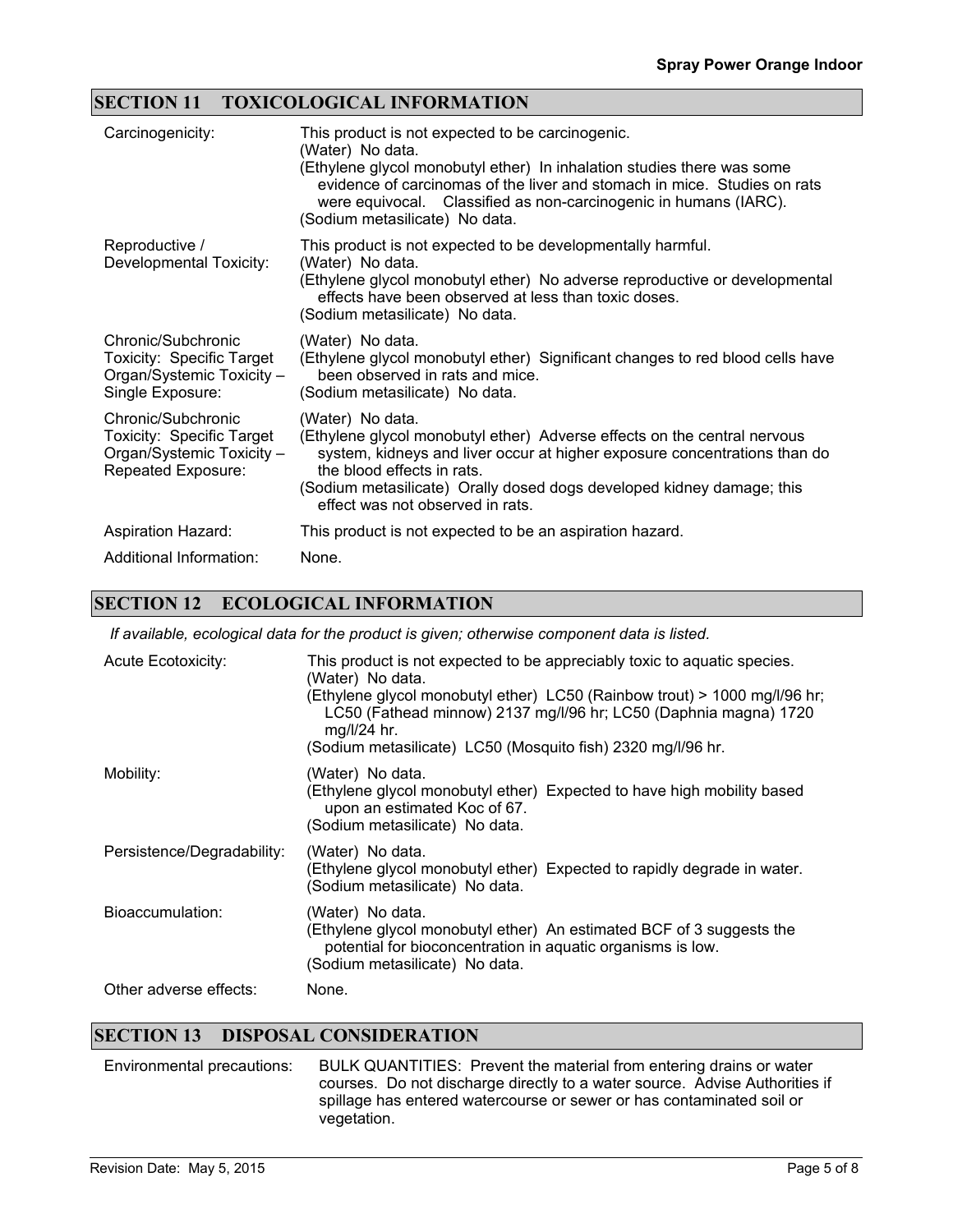## SECTION 11 TOXICOLOGICAL INFORMATION

| | |
|---|---|
| Carcinogenicity: | This product is not expected to be carcinogenic.<br>(Water) No data.<br>(Ethylene glycol monobutyl ether) In inhalation studies there was some evidence of carcinomas of the liver and stomach in mice. Studies on rats were equivocal. Classified as non-carcinogenic in humans (IARC).<br>(Sodium metasilicate) No data. |
| Reproductive / Developmental Toxicity: | This product is not expected to be developmentally harmful.<br>(Water) No data.<br>(Ethylene glycol monobutyl ether) No adverse reproductive or developmental effects have been observed at less than toxic doses.<br>(Sodium metasilicate) No data. |
| Chronic/Subchronic Toxicity: Specific Target Organ/Systemic Toxicity – Single Exposure: | (Water) No data.<br>(Ethylene glycol monobutyl ether) Significant changes to red blood cells have been observed in rats and mice.<br>(Sodium metasilicate) No data. |
| Chronic/Subchronic Toxicity: Specific Target Organ/Systemic Toxicity – Repeated Exposure: | (Water) No data.<br>(Ethylene glycol monobutyl ether) Adverse effects on the central nervous system, kidneys and liver occur at higher exposure concentrations than do the blood effects in rats.<br>(Sodium metasilicate) Orally dosed dogs developed kidney damage; this effect was not observed in rats. |
| Aspiration Hazard: | This product is not expected to be an aspiration hazard. |
| Additional Information: | None. |

## SECTION 12 ECOLOGICAL INFORMATION

*If available, ecological data for the product is given; otherwise component data is listed.*

| | |
|---|---|
| Acute Ecotoxicity: | This product is not expected to be appreciably toxic to aquatic species.<br>(Water) No data.<br>(Ethylene glycol monobutyl ether) LC50 (Rainbow trout) > 1000 mg/l/96 hr; LC50 (Fathead minnow) 2137 mg/l/96 hr; LC50 (Daphnia magna) 1720 mg/l/24 hr.<br>(Sodium metasilicate) LC50 (Mosquito fish) 2320 mg/l/96 hr. |
| Mobility: | (Water) No data.<br>(Ethylene glycol monobutyl ether) Expected to have high mobility based upon an estimated Koc of 67.<br>(Sodium metasilicate) No data. |
| Persistence/Degradability: | (Water) No data.<br>(Ethylene glycol monobutyl ether) Expected to rapidly degrade in water.<br>(Sodium metasilicate) No data. |
| Bioaccumulation: | (Water) No data.<br>(Ethylene glycol monobutyl ether) An estimated BCF of 3 suggests the potential for bioconcentration in aquatic organisms is low.<br>(Sodium metasilicate) No data. |
| Other adverse effects: | None. |

## SECTION 13 DISPOSAL CONSIDERATION

| | |
|---|---|
| Environmental precautions: | BULK QUANTITIES: Prevent the material from entering drains or water courses. Do not discharge directly to a water source. Advise Authorities if spillage has entered watercourse or sewer or has contaminated soil or vegetation. |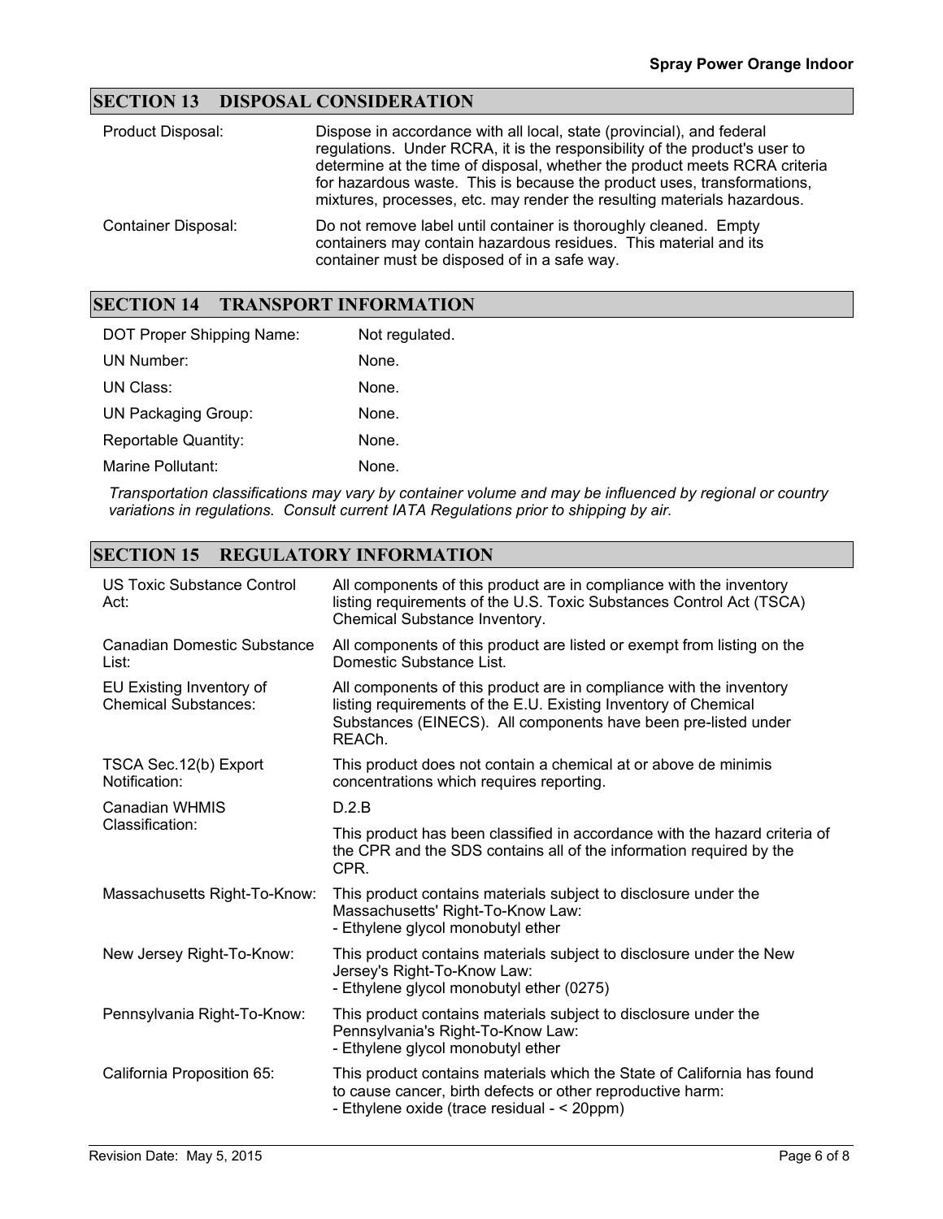## SECTION 13 DISPOSAL CONSIDERATION

| | |
|---|---|
| Product Disposal: | Dispose in accordance with all local, state (provincial), and federal regulations. Under RCRA, it is the responsibility of the product's user to determine at the time of disposal, whether the product meets RCRA criteria for hazardous waste. This is because the product uses, transformations, mixtures, processes, etc. may render the resulting materials hazardous. |
| Container Disposal: | Do not remove label until container is thoroughly cleaned. Empty containers may contain hazardous residues. This material and its container must be disposed of in a safe way. |

## SECTION 14 TRANSPORT INFORMATION

| | |
|---|---|
| DOT Proper Shipping Name: | Not regulated. |
| UN Number: | None. |
| UN Class: | None. |
| UN Packaging Group: | None. |
| Reportable Quantity: | None. |
| Marine Pollutant: | None. |

*Transportation classifications may vary by container volume and may be influenced by regional or country variations in regulations. Consult current IATA Regulations prior to shipping by air.*

## SECTION 15 REGULATORY INFORMATION

| | |
|---|---|
| US Toxic Substance Control Act: | All components of this product are in compliance with the inventory listing requirements of the U.S. Toxic Substances Control Act (TSCA) Chemical Substance Inventory. |
| Canadian Domestic Substance List: | All components of this product are listed or exempt from listing on the Domestic Substance List. |
| EU Existing Inventory of Chemical Substances: | All components of this product are in compliance with the inventory listing requirements of the E.U. Existing Inventory of Chemical Substances (EINECS). All components have been pre-listed under REACh. |
| TSCA Sec.12(b) Export Notification: | This product does not contain a chemical at or above de minimis concentrations which requires reporting. |
| Canadian WHMIS Classification: | D.2.B<br>This product has been classified in accordance with the hazard criteria of the CPR and the SDS contains all of the information required by the CPR. |
| Massachusetts Right-To-Know: | This product contains materials subject to disclosure under the Massachusetts' Right-To-Know Law:<br>- Ethylene glycol monobutyl ether |
| New Jersey Right-To-Know: | This product contains materials subject to disclosure under the New Jersey's Right-To-Know Law:<br>- Ethylene glycol monobutyl ether (0275) |
| Pennsylvania Right-To-Know: | This product contains materials subject to disclosure under the Pennsylvania's Right-To-Know Law:<br>- Ethylene glycol monobutyl ether |
| California Proposition 65: | This product contains materials which the State of California has found to cause cancer, birth defects or other reproductive harm:<br>- Ethylene oxide (trace residual - < 20ppm) |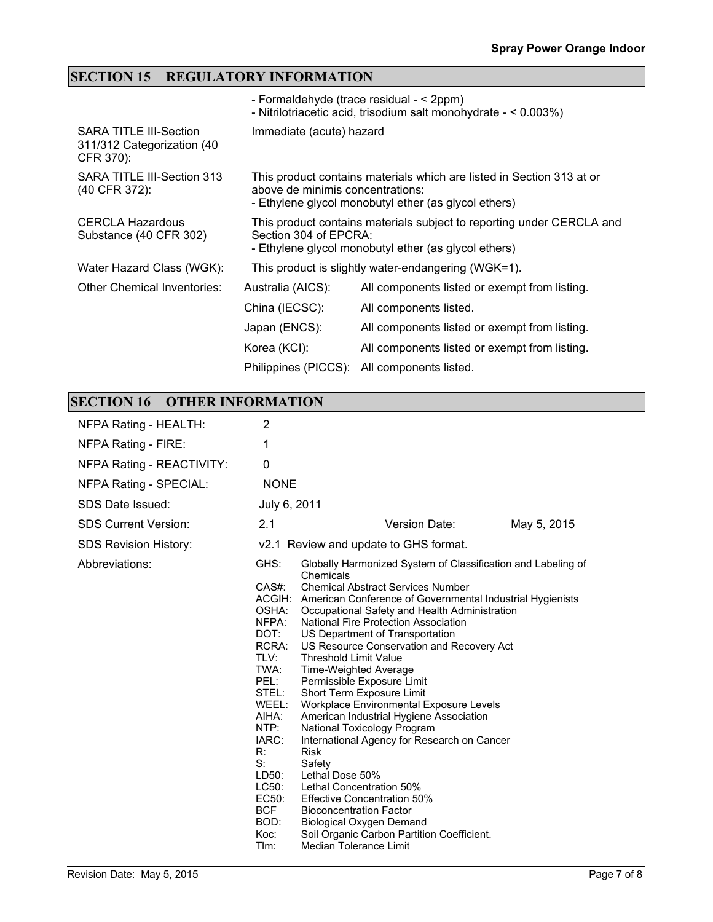## SECTION 15 REGULATORY INFORMATION

- Formaldehyde (trace residual - < 2ppm)
- Nitrilotriacetic acid, trisodium salt monohydrate - < 0.003%)

| | | |
|---|---|---|
| SARA TITLE III-Section 311/312 Categorization (40 CFR 370): | Immediate (acute) hazard | |
| SARA TITLE III-Section 313 (40 CFR 372): | This product contains materials which are listed in Section 313 at or above de minimis concentrations:<br>- Ethylene glycol monobutyl ether (as glycol ethers) | |
| CERCLA Hazardous Substance (40 CFR 302) | This product contains materials subject to reporting under CERCLA and Section 304 of EPCRA:<br>- Ethylene glycol monobutyl ether (as glycol ethers) | |
| Water Hazard Class (WGK): | This product is slightly water-endangering (WGK=1). | |
| Other Chemical Inventories: | Australia (AICS): | All components listed or exempt from listing. |
| | China (IECSC): | All components listed. |
| | Japan (ENCS): | All components listed or exempt from listing. |
| | Korea (KCI): | All components listed or exempt from listing. |
| | Philippines (PICCS): | All components listed. |

## SECTION 16 OTHER INFORMATION

| | | | |
|---|---|---|---|
| NFPA Rating - HEALTH: | 2 | | |
| NFPA Rating - FIRE: | 1 | | |
| NFPA Rating - REACTIVITY: | 0 | | |
| NFPA Rating - SPECIAL: | NONE | | |
| SDS Date Issued: | July 6, 2011 | | |
| SDS Current Version: | 2.1 | Version Date: | May 5, 2015 |
| SDS Revision History: | v2.1 Review and update to GHS format. | | |

Abbreviations:

- GHS: Globally Harmonized System of Classification and Labeling of Chemicals
- CAS#: Chemical Abstract Services Number
- ACGIH: American Conference of Governmental Industrial Hygienists
- OSHA: Occupational Safety and Health Administration
- NFPA: National Fire Protection Association
- DOT: US Department of Transportation
- RCRA: US Resource Conservation and Recovery Act
- TLV: Threshold Limit Value
- TWA: Time-Weighted Average
- PEL: Permissible Exposure Limit
- STEL: Short Term Exposure Limit
- WEEL: Workplace Environmental Exposure Levels
- AIHA: American Industrial Hygiene Association
- NTP: National Toxicology Program
- IARC: International Agency for Research on Cancer
- R: Risk
- S: Safety
- LD50: Lethal Dose 50%
- LC50: Lethal Concentration 50%
- EC50: Effective Concentration 50%
- BCF Bioconcentration Factor
- BOD: Biological Oxygen Demand
- Koc: Soil Organic Carbon Partition Coefficient.
- Tlm: Median Tolerance Limit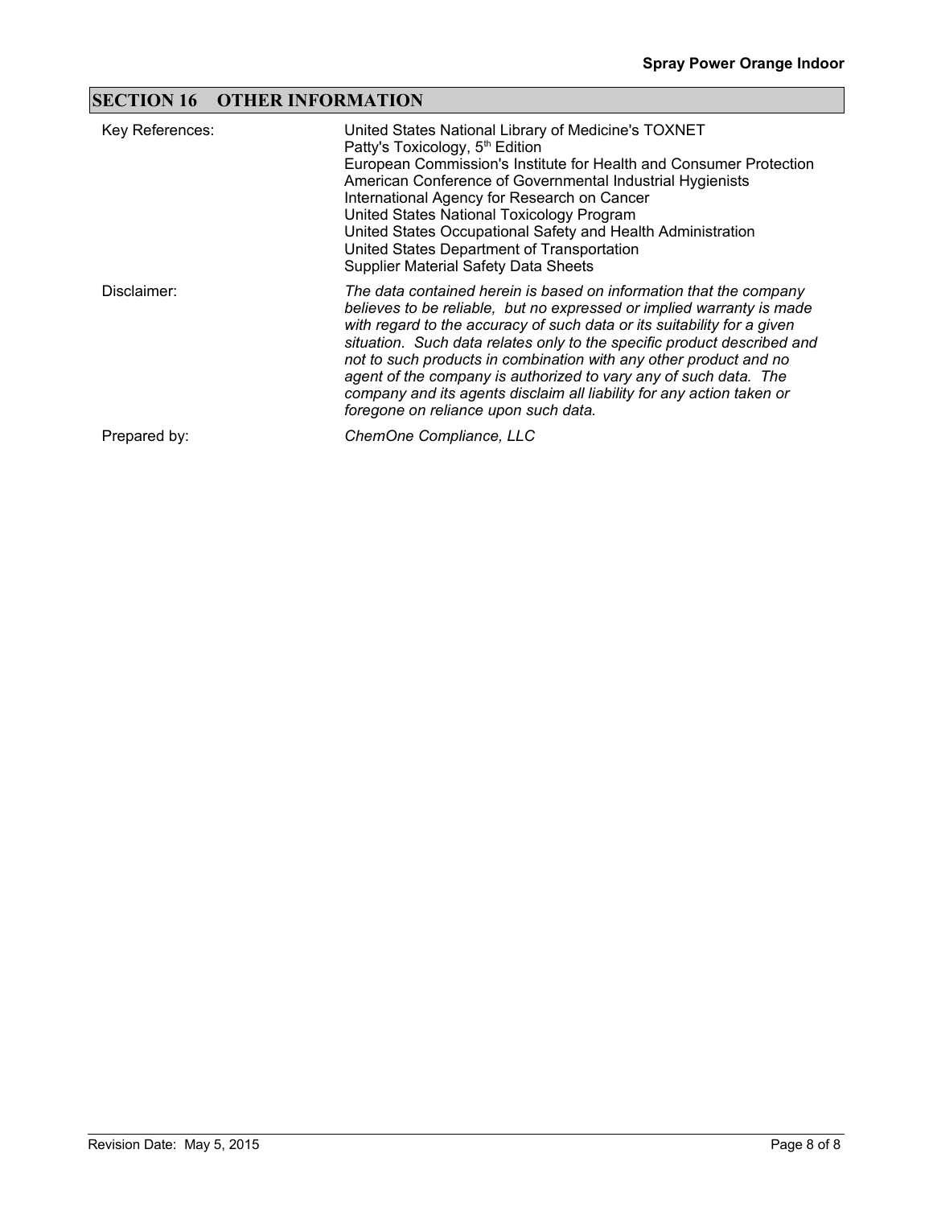## SECTION 16 OTHER INFORMATION

Key References:

United States National Library of Medicine's TOXNET
Patty's Toxicology, 5th Edition
European Commission's Institute for Health and Consumer Protection
American Conference of Governmental Industrial Hygienists
International Agency for Research on Cancer
United States National Toxicology Program
United States Occupational Safety and Health Administration
United States Department of Transportation
Supplier Material Safety Data Sheets

Disclaimer:

*The data contained herein is based on information that the company believes to be reliable, but no expressed or implied warranty is made with regard to the accuracy of such data or its suitability for a given situation. Such data relates only to the specific product described and not to such products in combination with any other product and no agent of the company is authorized to vary any of such data. The company and its agents disclaim all liability for any action taken or foregone on reliance upon such data.*

Prepared by: *ChemOne Compliance, LLC*

Revision Date: May 5, 2015